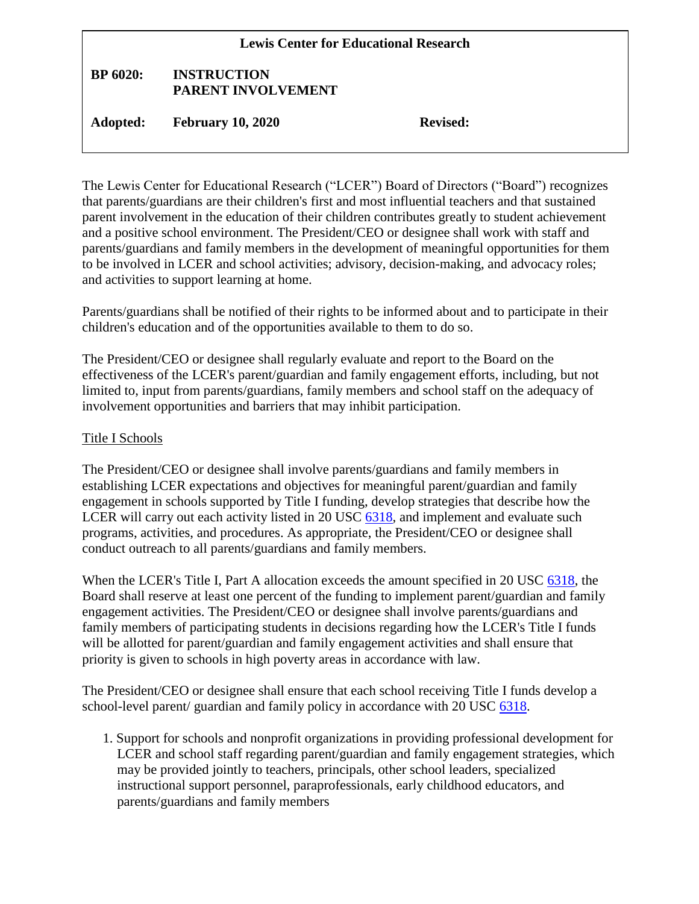**Lewis Center for Educational Research**

| | | |
|---|---|---|
| **BP 6020:** | **INSTRUCTION PARENT INVOLVEMENT** | |
| **Adopted:** | **February 10, 2020** | **Revised:** |

The Lewis Center for Educational Research ("LCER") Board of Directors ("Board") recognizes that parents/guardians are their children's first and most influential teachers and that sustained parent involvement in the education of their children contributes greatly to student achievement and a positive school environment. The President/CEO or designee shall work with staff and parents/guardians and family members in the development of meaningful opportunities for them to be involved in LCER and school activities; advisory, decision-making, and advocacy roles; and activities to support learning at home.

Parents/guardians shall be notified of their rights to be informed about and to participate in their children's education and of the opportunities available to them to do so.

The President/CEO or designee shall regularly evaluate and report to the Board on the effectiveness of the LCER's parent/guardian and family engagement efforts, including, but not limited to, input from parents/guardians, family members and school staff on the adequacy of involvement opportunities and barriers that may inhibit participation.

Title I Schools

The President/CEO or designee shall involve parents/guardians and family members in establishing LCER expectations and objectives for meaningful parent/guardian and family engagement in schools supported by Title I funding, develop strategies that describe how the LCER will carry out each activity listed in 20 USC 6318, and implement and evaluate such programs, activities, and procedures. As appropriate, the President/CEO or designee shall conduct outreach to all parents/guardians and family members.

When the LCER's Title I, Part A allocation exceeds the amount specified in 20 USC 6318, the Board shall reserve at least one percent of the funding to implement parent/guardian and family engagement activities. The President/CEO or designee shall involve parents/guardians and family members of participating students in decisions regarding how the LCER's Title I funds will be allotted for parent/guardian and family engagement activities and shall ensure that priority is given to schools in high poverty areas in accordance with law.

The President/CEO or designee shall ensure that each school receiving Title I funds develop a school-level parent/ guardian and family policy in accordance with 20 USC 6318.

1. Support for schools and nonprofit organizations in providing professional development for LCER and school staff regarding parent/guardian and family engagement strategies, which may be provided jointly to teachers, principals, other school leaders, specialized instructional support personnel, paraprofessionals, early childhood educators, and parents/guardians and family members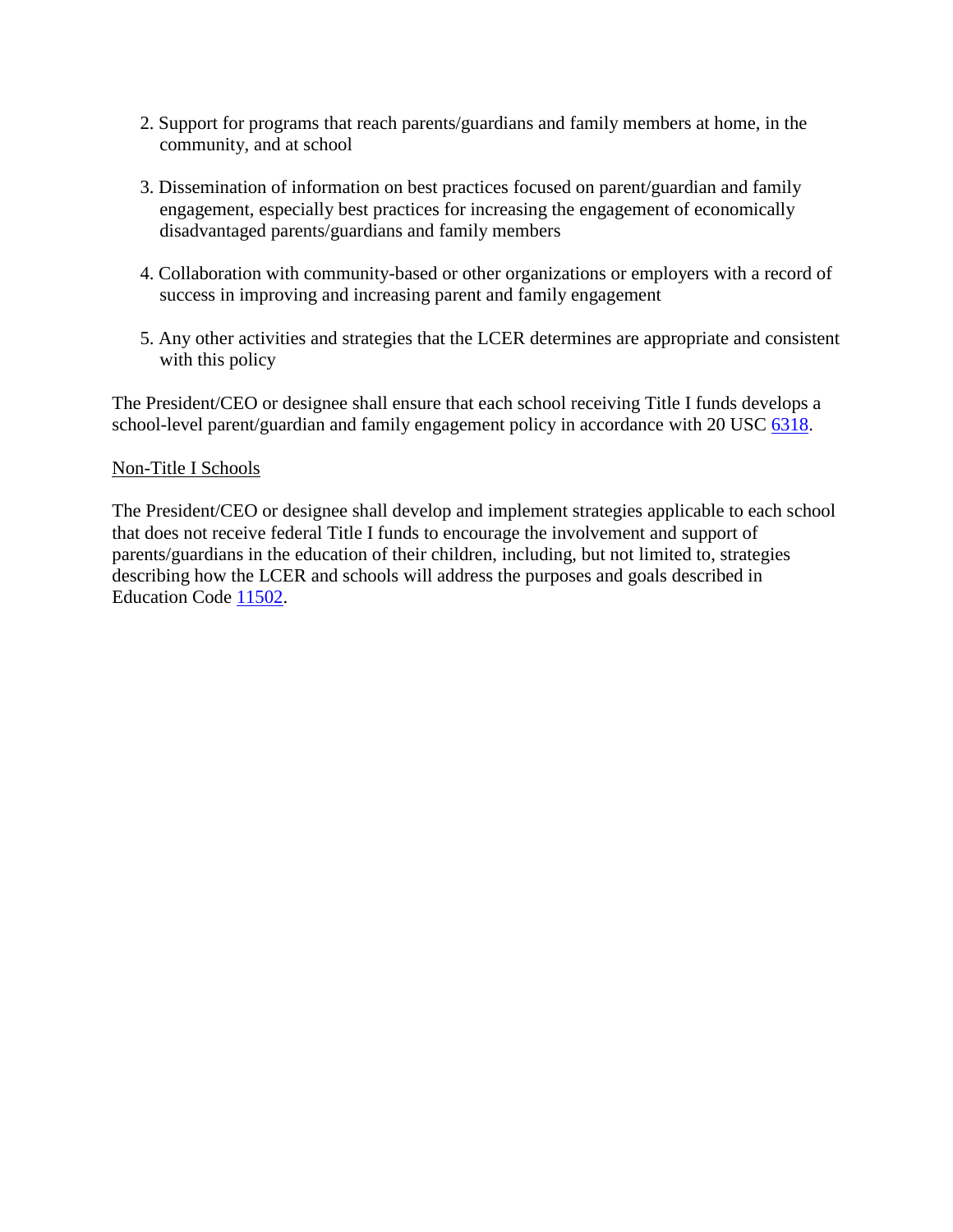2. Support for programs that reach parents/guardians and family members at home, in the community, and at school

3. Dissemination of information on best practices focused on parent/guardian and family engagement, especially best practices for increasing the engagement of economically disadvantaged parents/guardians and family members

4. Collaboration with community-based or other organizations or employers with a record of success in improving and increasing parent and family engagement

5. Any other activities and strategies that the LCER determines are appropriate and consistent with this policy

The President/CEO or designee shall ensure that each school receiving Title I funds develops a school-level parent/guardian and family engagement policy in accordance with 20 USC 6318.

<u>Non-Title I Schools</u>

The President/CEO or designee shall develop and implement strategies applicable to each school that does not receive federal Title I funds to encourage the involvement and support of parents/guardians in the education of their children, including, but not limited to, strategies describing how the LCER and schools will address the purposes and goals described in Education Code 11502.